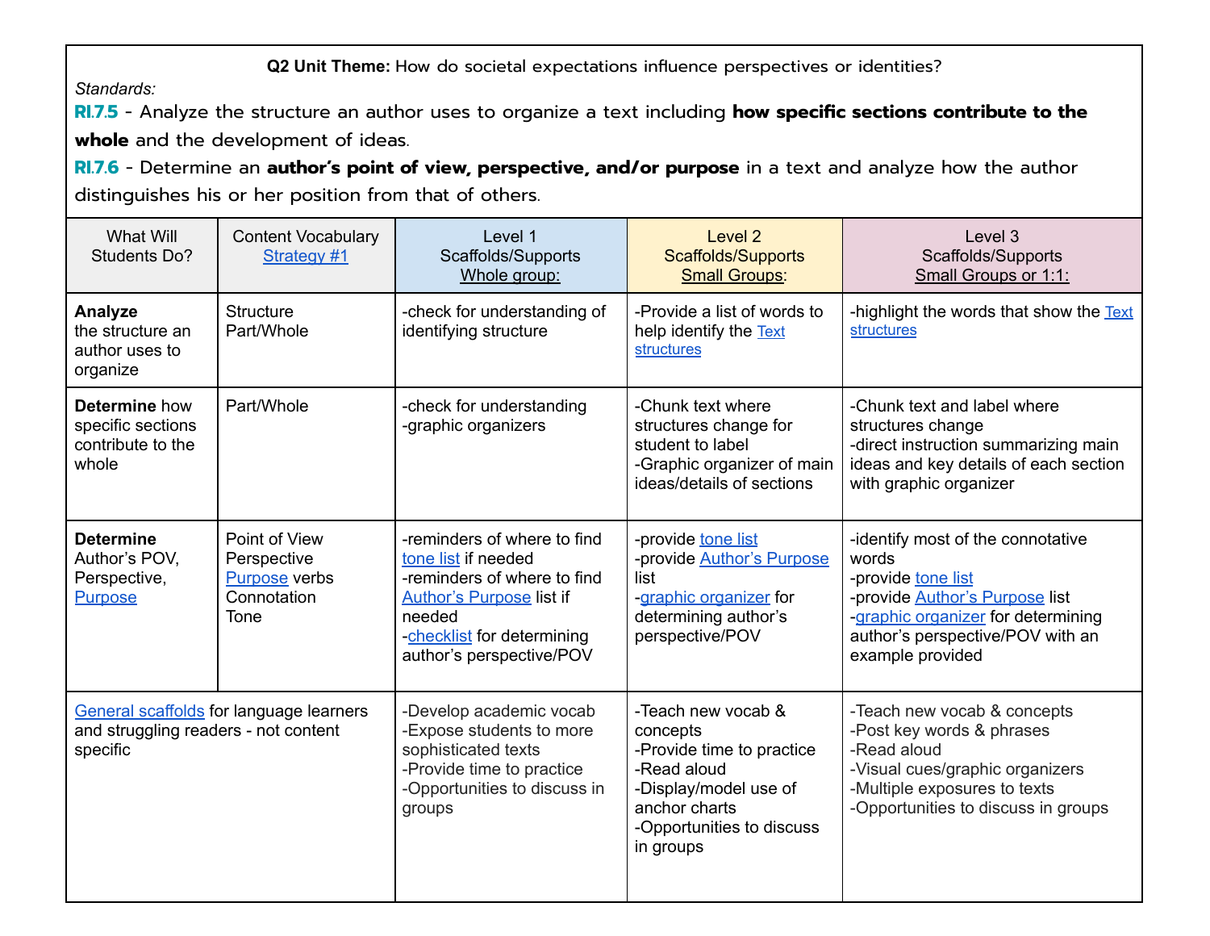**Q2 Unit Theme:** How do societal expectations influence perspectives or identities?

*Standards:*

**RI.7.5** - Analyze the structure an author uses to organize a text including **how specific sections contribute to the whole** and the development of ideas.

**RI.7.6** - Determine an **author's point of view, perspective, and/or purpose** in a text and analyze how the author distinguishes his or her position from that of others.

| What Will Students Do? | Content Vocabulary Strategy #1 | Level 1 Scaffolds/Supports Whole group: | Level 2 Scaffolds/Supports Small Groups: | Level 3 Scaffolds/Supports Small Groups or 1:1: |
|---|---|---|---|---|
| **Analyze** the structure an author uses to organize | Structure<br>Part/Whole | -check for understanding of identifying structure | -Provide a list of words to help identify the Text structures | -highlight the words that show the Text structures |
| **Determine** how specific sections contribute to the whole | Part/Whole | -check for understanding<br>-graphic organizers | -Chunk text where structures change for student to label<br>-Graphic organizer of main ideas/details of sections | -Chunk text and label where structures change<br>-direct instruction summarizing main ideas and key details of each section with graphic organizer |
| **Determine** Author's POV, Perspective, Purpose | Point of View<br>Perspective<br>Purpose verbs<br>Connotation<br>Tone | -reminders of where to find tone list if needed<br>-reminders of where to find Author's Purpose list if needed<br>-checklist for determining author's perspective/POV | -provide tone list<br>-provide Author's Purpose list<br>-graphic organizer for determining author's perspective/POV | -identify most of the connotative words<br>-provide tone list<br>-provide Author's Purpose list<br>-graphic organizer for determining author's perspective/POV with an example provided |
| General scaffolds for language learners and struggling readers - not content specific | | -Develop academic vocab<br>-Expose students to more sophisticated texts<br>-Provide time to practice<br>-Opportunities to discuss in groups | -Teach new vocab & concepts<br>-Provide time to practice<br>-Read aloud<br>-Display/model use of anchor charts<br>-Opportunities to discuss in groups | -Teach new vocab & concepts<br>-Post key words & phrases<br>-Read aloud<br>-Visual cues/graphic organizers<br>-Multiple exposures to texts<br>-Opportunities to discuss in groups |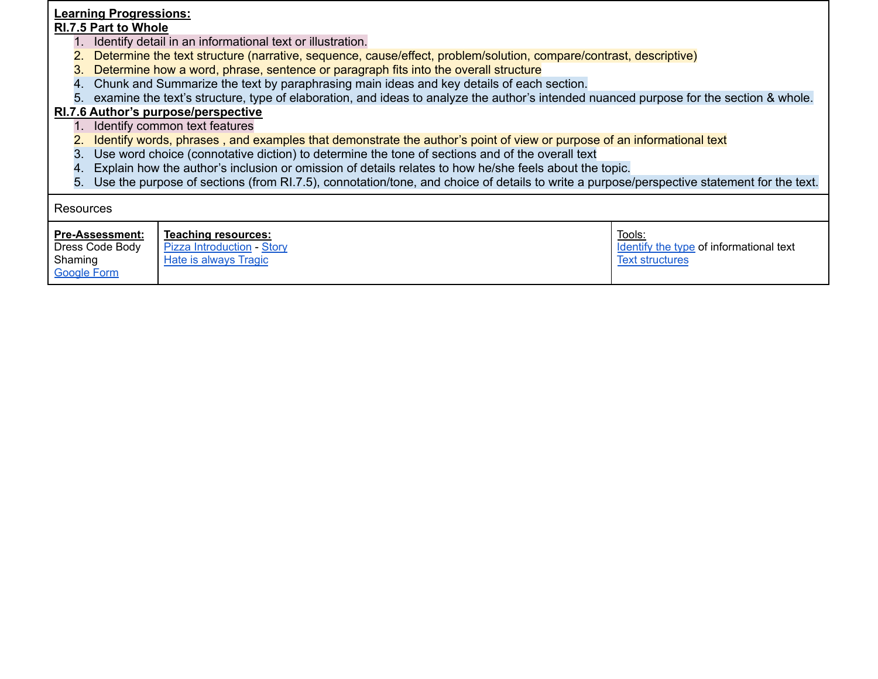**Learning Progressions:**

**RI.7.5 Part to Whole**

1. Identify detail in an informational text or illustration.
2. Determine the text structure (narrative, sequence, cause/effect, problem/solution, compare/contrast, descriptive)
3. Determine how a word, phrase, sentence or paragraph fits into the overall structure
4. Chunk and Summarize the text by paraphrasing main ideas and key details of each section.
5. examine the text's structure, type of elaboration, and ideas to analyze the author's intended nuanced purpose for the section & whole.

**RI.7.6 Author's purpose/perspective**

1. Identify common text features
2. Identify words, phrases , and examples that demonstrate the author's point of view or purpose of an informational text
3. Use word choice (connotative diction) to determine the tone of sections and of the overall text
4. Explain how the author's inclusion or omission of details relates to how he/she feels about the topic.
5. Use the purpose of sections (from RI.7.5), connotation/tone, and choice of details to write a purpose/perspective statement for the text.

Resources

| | | |
|---|---|---|
| **Pre-Assessment:** Dress Code Body Shaming Google Form | **Teaching resources:** Pizza Introduction - Story<br>Hate is always Tragic | Tools:<br>Identify the type of informational text<br>Text structures |